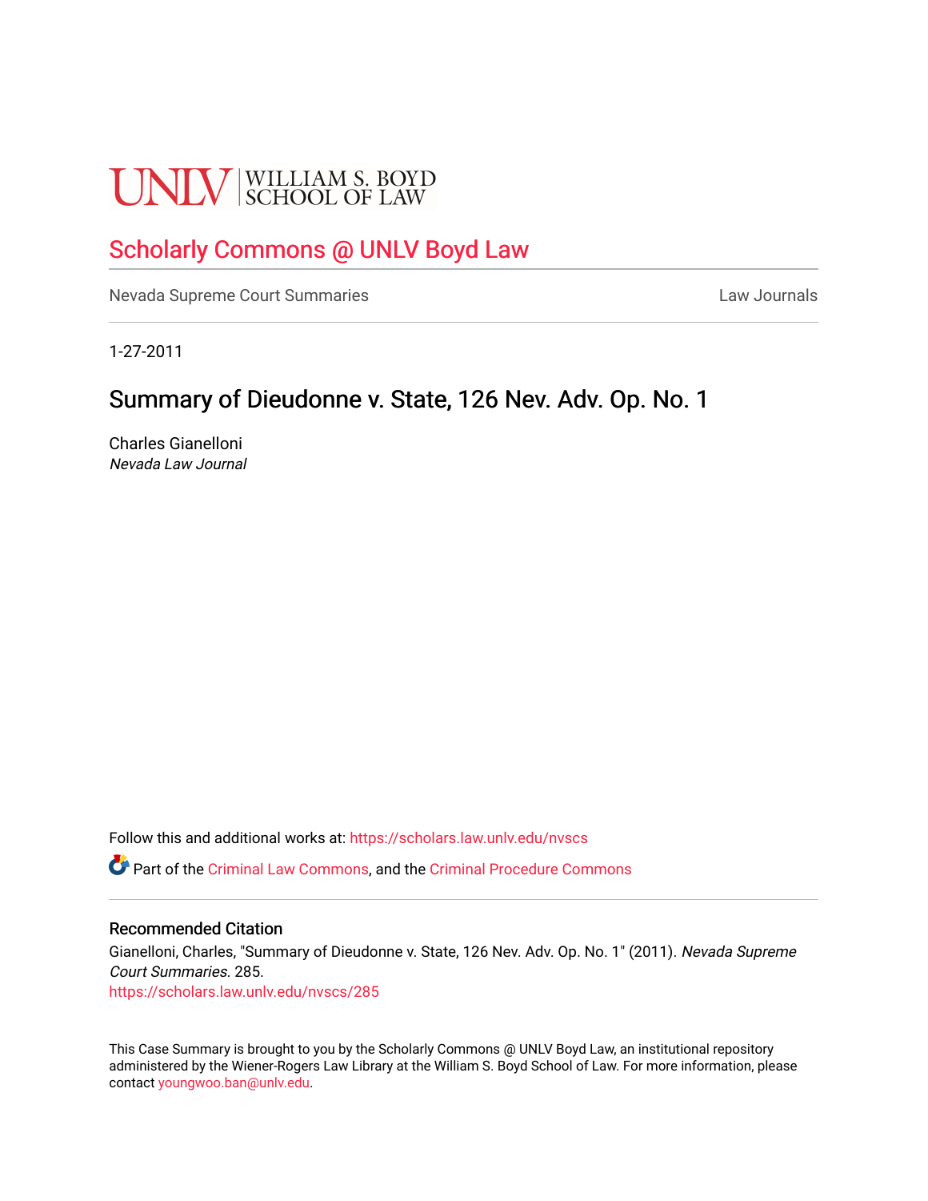UNLV | WILLIAM S. BOYD SCHOOL OF LAW

## Scholarly Commons @ UNLV Boyd Law

Nevada Supreme Court Summaries

Law Journals

1-27-2011

# Summary of Dieudonne v. State, 126 Nev. Adv. Op. No. 1

Charles Gianelloni
*Nevada Law Journal*

Follow this and additional works at: https://scholars.law.unlv.edu/nvscs

Part of the Criminal Law Commons, and the Criminal Procedure Commons

### Recommended Citation

Gianelloni, Charles, "Summary of Dieudonne v. State, 126 Nev. Adv. Op. No. 1" (2011). *Nevada Supreme Court Summaries*. 285.
https://scholars.law.unlv.edu/nvscs/285

This Case Summary is brought to you by the Scholarly Commons @ UNLV Boyd Law, an institutional repository administered by the Wiener-Rogers Law Library at the William S. Boyd School of Law. For more information, please contact youngwoo.ban@unlv.edu.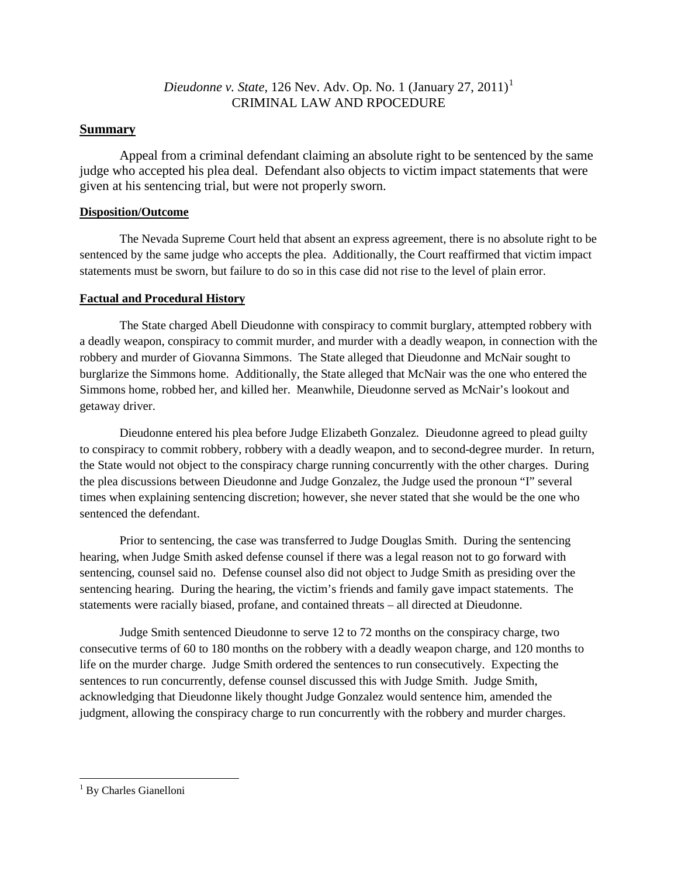*Dieudonne v. State*, 126 Nev. Adv. Op. No. 1 (January 27, 2011)[1]
CRIMINAL LAW AND RPOCEDURE

## Summary

Appeal from a criminal defendant claiming an absolute right to be sentenced by the same judge who accepted his plea deal. Defendant also objects to victim impact statements that were given at his sentencing trial, but were not properly sworn.

### Disposition/Outcome

The Nevada Supreme Court held that absent an express agreement, there is no absolute right to be sentenced by the same judge who accepts the plea. Additionally, the Court reaffirmed that victim impact statements must be sworn, but failure to do so in this case did not rise to the level of plain error.

### Factual and Procedural History

The State charged Abell Dieudonne with conspiracy to commit burglary, attempted robbery with a deadly weapon, conspiracy to commit murder, and murder with a deadly weapon, in connection with the robbery and murder of Giovanna Simmons. The State alleged that Dieudonne and McNair sought to burglarize the Simmons home. Additionally, the State alleged that McNair was the one who entered the Simmons home, robbed her, and killed her. Meanwhile, Dieudonne served as McNair's lookout and getaway driver.

Dieudonne entered his plea before Judge Elizabeth Gonzalez. Dieudonne agreed to plead guilty to conspiracy to commit robbery, robbery with a deadly weapon, and to second-degree murder. In return, the State would not object to the conspiracy charge running concurrently with the other charges. During the plea discussions between Dieudonne and Judge Gonzalez, the Judge used the pronoun "I" several times when explaining sentencing discretion; however, she never stated that she would be the one who sentenced the defendant.

Prior to sentencing, the case was transferred to Judge Douglas Smith. During the sentencing hearing, when Judge Smith asked defense counsel if there was a legal reason not to go forward with sentencing, counsel said no. Defense counsel also did not object to Judge Smith as presiding over the sentencing hearing. During the hearing, the victim's friends and family gave impact statements. The statements were racially biased, profane, and contained threats – all directed at Dieudonne.

Judge Smith sentenced Dieudonne to serve 12 to 72 months on the conspiracy charge, two consecutive terms of 60 to 180 months on the robbery with a deadly weapon charge, and 120 months to life on the murder charge. Judge Smith ordered the sentences to run consecutively. Expecting the sentences to run concurrently, defense counsel discussed this with Judge Smith. Judge Smith, acknowledging that Dieudonne likely thought Judge Gonzalez would sentence him, amended the judgment, allowing the conspiracy charge to run concurrently with the robbery and murder charges.

---

[1] By Charles Gianelloni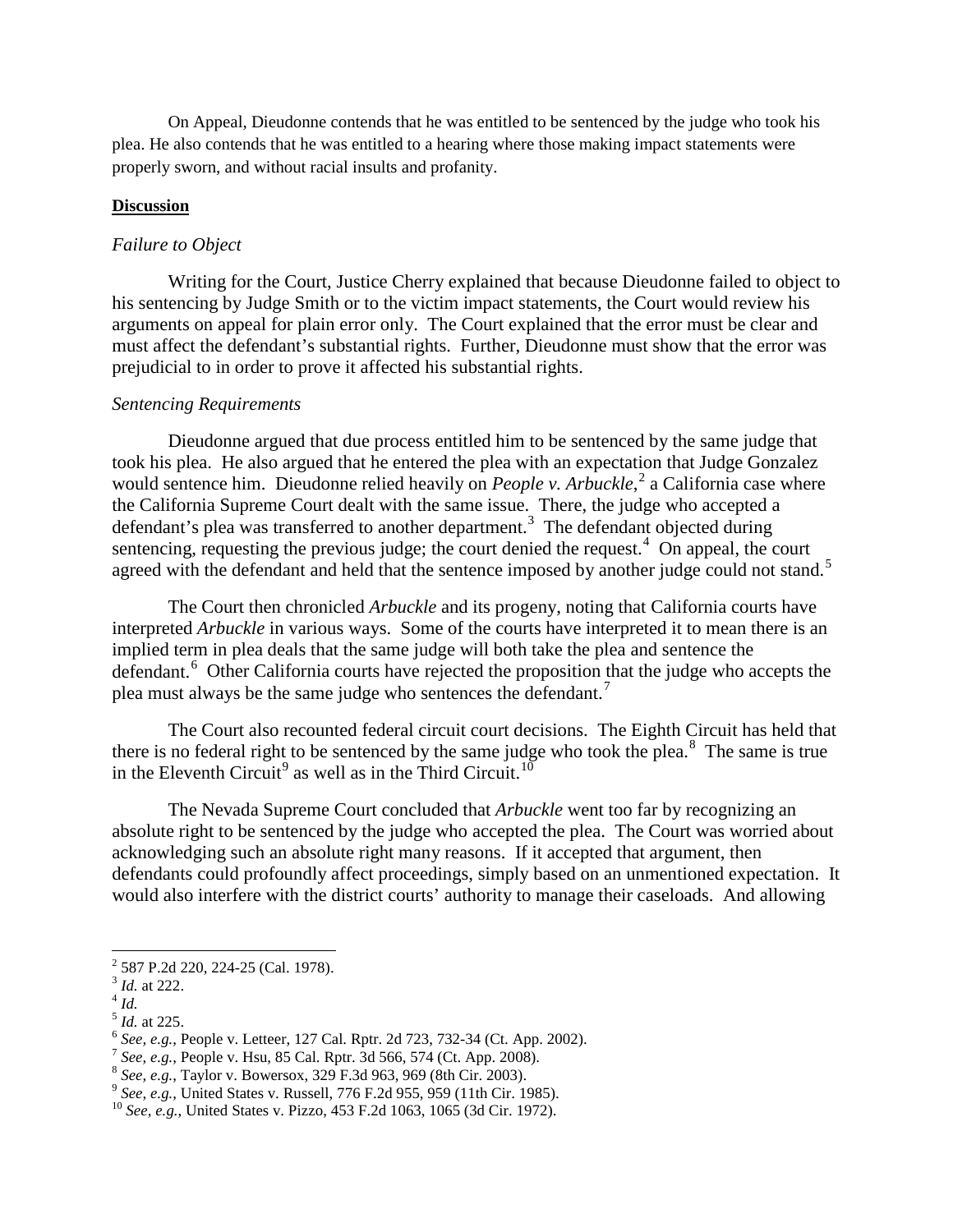On Appeal, Dieudonne contends that he was entitled to be sentenced by the judge who took his plea. He also contends that he was entitled to a hearing where those making impact statements were properly sworn, and without racial insults and profanity.

**Discussion**

*Failure to Object*

Writing for the Court, Justice Cherry explained that because Dieudonne failed to object to his sentencing by Judge Smith or to the victim impact statements, the Court would review his arguments on appeal for plain error only. The Court explained that the error must be clear and must affect the defendant's substantial rights. Further, Dieudonne must show that the error was prejudicial to in order to prove it affected his substantial rights.

*Sentencing Requirements*

Dieudonne argued that due process entitled him to be sentenced by the same judge that took his plea. He also argued that he entered the plea with an expectation that Judge Gonzalez would sentence him. Dieudonne relied heavily on *People v. Arbuckle*,[2] a California case where the California Supreme Court dealt with the same issue. There, the judge who accepted a defendant's plea was transferred to another department.[3] The defendant objected during sentencing, requesting the previous judge; the court denied the request.[4] On appeal, the court agreed with the defendant and held that the sentence imposed by another judge could not stand.[5]

The Court then chronicled *Arbuckle* and its progeny, noting that California courts have interpreted *Arbuckle* in various ways. Some of the courts have interpreted it to mean there is an implied term in plea deals that the same judge will both take the plea and sentence the defendant.[6] Other California courts have rejected the proposition that the judge who accepts the plea must always be the same judge who sentences the defendant.[7]

The Court also recounted federal circuit court decisions. The Eighth Circuit has held that there is no federal right to be sentenced by the same judge who took the plea.[8] The same is true in the Eleventh Circuit[9] as well as in the Third Circuit.[10]

The Nevada Supreme Court concluded that *Arbuckle* went too far by recognizing an absolute right to be sentenced by the judge who accepted the plea. The Court was worried about acknowledging such an absolute right many reasons. If it accepted that argument, then defendants could profoundly affect proceedings, simply based on an unmentioned expectation. It would also interfere with the district courts' authority to manage their caseloads. And allowing

---

[2] 587 P.2d 220, 224-25 (Cal. 1978).
[3] *Id.* at 222.
[4] *Id.*
[5] *Id.* at 225.
[6] *See, e.g.*, People v. Letteer, 127 Cal. Rptr. 2d 723, 732-34 (Ct. App. 2002).
[7] *See, e.g.*, People v. Hsu, 85 Cal. Rptr. 3d 566, 574 (Ct. App. 2008).
[8] *See, e.g.*, Taylor v. Bowersox, 329 F.3d 963, 969 (8th Cir. 2003).
[9] *See, e.g.*, United States v. Russell, 776 F.2d 955, 959 (11th Cir. 1985).
[10] *See, e.g.*, United States v. Pizzo, 453 F.2d 1063, 1065 (3d Cir. 1972).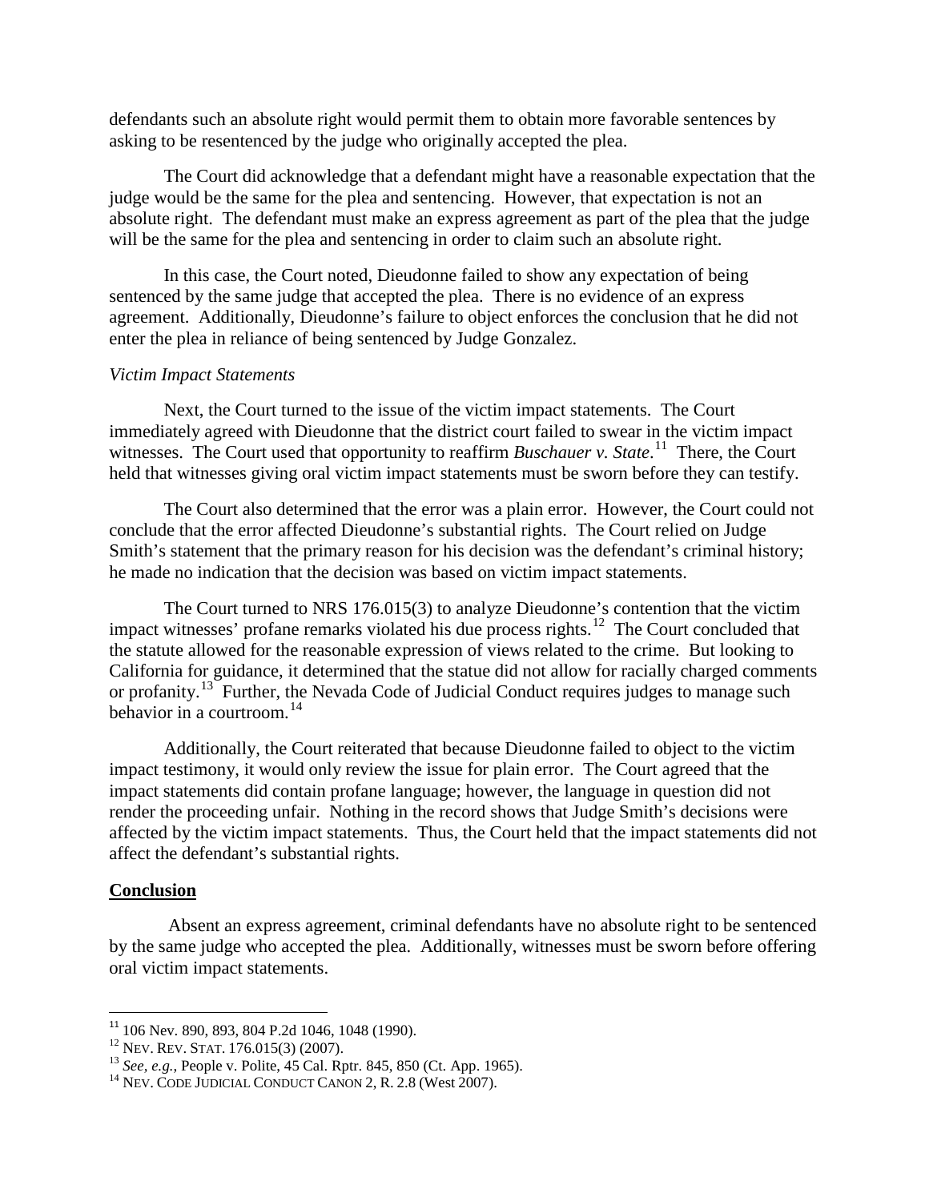defendants such an absolute right would permit them to obtain more favorable sentences by asking to be resentenced by the judge who originally accepted the plea.

The Court did acknowledge that a defendant might have a reasonable expectation that the judge would be the same for the plea and sentencing. However, that expectation is not an absolute right. The defendant must make an express agreement as part of the plea that the judge will be the same for the plea and sentencing in order to claim such an absolute right.

In this case, the Court noted, Dieudonne failed to show any expectation of being sentenced by the same judge that accepted the plea. There is no evidence of an express agreement. Additionally, Dieudonne's failure to object enforces the conclusion that he did not enter the plea in reliance of being sentenced by Judge Gonzalez.

*Victim Impact Statements*

Next, the Court turned to the issue of the victim impact statements. The Court immediately agreed with Dieudonne that the district court failed to swear in the victim impact witnesses. The Court used that opportunity to reaffirm *Buschauer v. State*.[11] There, the Court held that witnesses giving oral victim impact statements must be sworn before they can testify.

The Court also determined that the error was a plain error. However, the Court could not conclude that the error affected Dieudonne's substantial rights. The Court relied on Judge Smith's statement that the primary reason for his decision was the defendant's criminal history; he made no indication that the decision was based on victim impact statements.

The Court turned to NRS 176.015(3) to analyze Dieudonne's contention that the victim impact witnesses' profane remarks violated his due process rights.[12] The Court concluded that the statute allowed for the reasonable expression of views related to the crime. But looking to California for guidance, it determined that the statue did not allow for racially charged comments or profanity.[13] Further, the Nevada Code of Judicial Conduct requires judges to manage such behavior in a courtroom.[14]

Additionally, the Court reiterated that because Dieudonne failed to object to the victim impact testimony, it would only review the issue for plain error. The Court agreed that the impact statements did contain profane language; however, the language in question did not render the proceeding unfair. Nothing in the record shows that Judge Smith's decisions were affected by the victim impact statements. Thus, the Court held that the impact statements did not affect the defendant's substantial rights.

**Conclusion**

Absent an express agreement, criminal defendants have no absolute right to be sentenced by the same judge who accepted the plea. Additionally, witnesses must be sworn before offering oral victim impact statements.

---

[11] 106 Nev. 890, 893, 804 P.2d 1046, 1048 (1990).

[12] NEV. REV. STAT. 176.015(3) (2007).

[13] *See, e.g.*, People v. Polite, 45 Cal. Rptr. 845, 850 (Ct. App. 1965).

[14] NEV. CODE JUDICIAL CONDUCT CANON 2, R. 2.8 (West 2007).